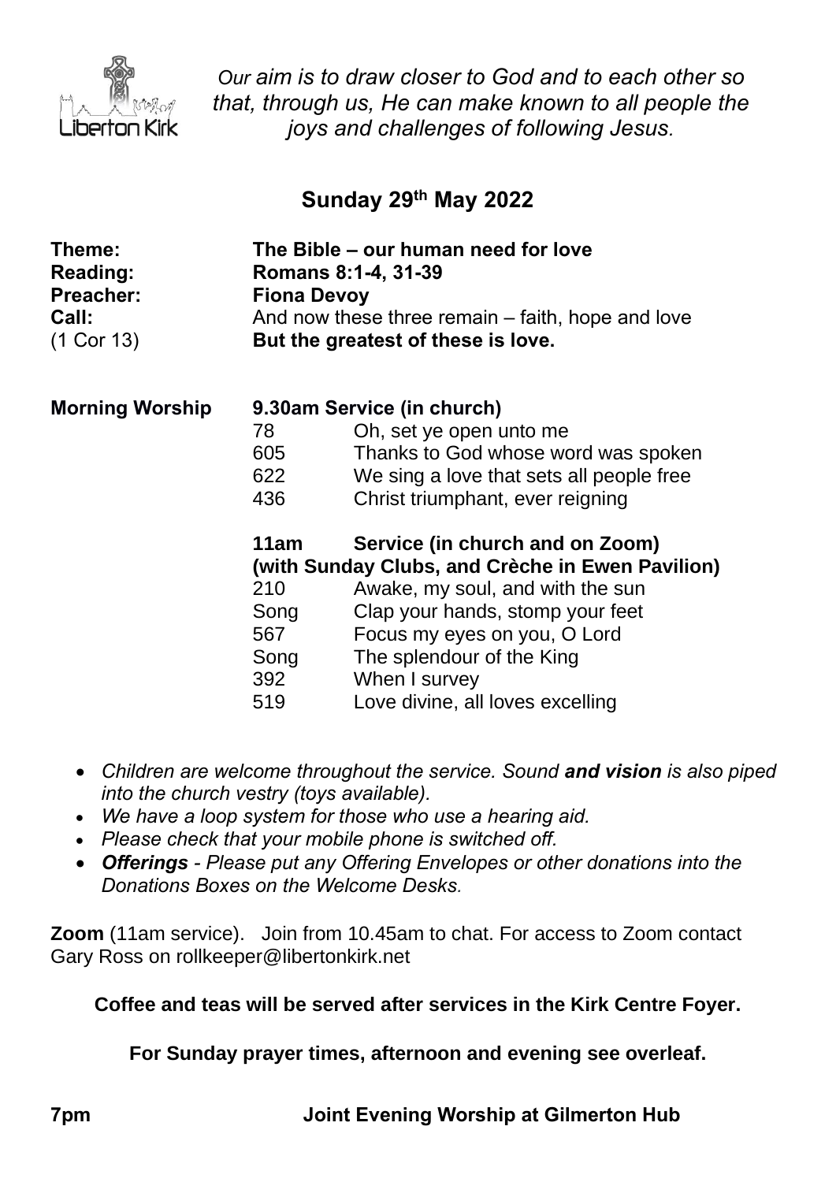Liberton Kirk

*Our aim is to draw closer to God and to each other so that, through us, He can make known to all people the joys and challenges of following Jesus.*

## Sunday 29th May 2022

| | |
|---|---|
| **Theme:** | **The Bible – our human need for love** |
| **Reading:** | **Romans 8:1-4, 31-39** |
| **Preacher:** | **Fiona Devoy** |
| **Call:** | And now these three remain – faith, hope and love |
| (1 Cor 13) | **But the greatest of these is love.** |

**Morning Worship**

**9.30am Service (in church)**

| | |
|---|---|
| 78 | Oh, set ye open unto me |
| 605 | Thanks to God whose word was spoken |
| 622 | We sing a love that sets all people free |
| 436 | Christ triumphant, ever reigning |

**11am Service (in church and on Zoom)**
**(with Sunday Clubs, and Crèche in Ewen Pavilion)**

| | |
|---|---|
| 210 | Awake, my soul, and with the sun |
| Song | Clap your hands, stomp your feet |
| 567 | Focus my eyes on you, O Lord |
| Song | The splendour of the King |
| 392 | When I survey |
| 519 | Love divine, all loves excelling |

- *Children are welcome throughout the service. Sound **and vision** is also piped into the church vestry (toys available).*
- *We have a loop system for those who use a hearing aid.*
- *Please check that your mobile phone is switched off.*
- ***Offerings** - Please put any Offering Envelopes or other donations into the Donations Boxes on the Welcome Desks.*

**Zoom** (11am service). Join from 10.45am to chat. For access to Zoom contact Gary Ross on rollkeeper@libertonkirk.net

**Coffee and teas will be served after services in the Kirk Centre Foyer.**

**For Sunday prayer times, afternoon and evening see overleaf.**

**7pm** **Joint Evening Worship at Gilmerton Hub**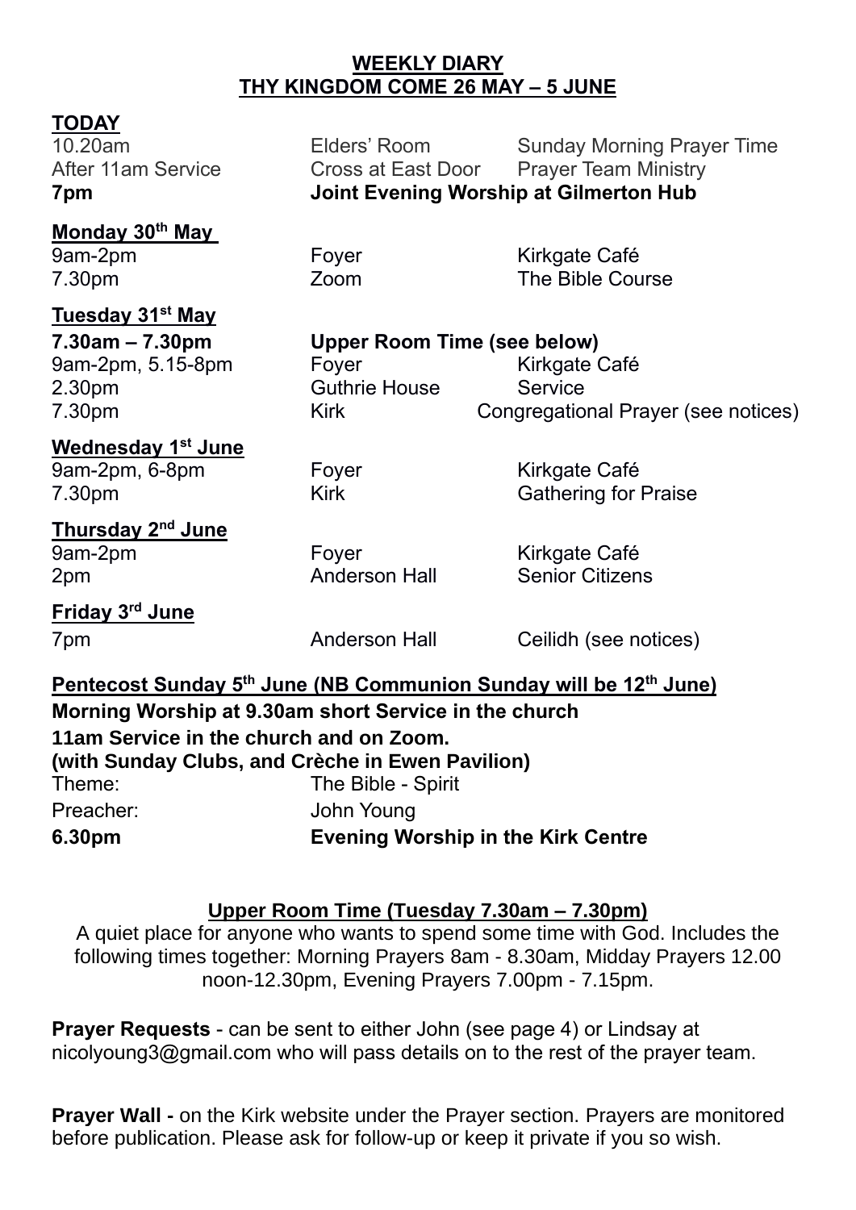**<u>WEEKLY DIARY</u>**
**<u>THY KINGDOM COME 26 MAY – 5 JUNE</u>**

**<u>TODAY</u>**

| | | |
|---|---|---|
| 10.20am | Elders' Room | Sunday Morning Prayer Time |
| After 11am Service | Cross at East Door | Prayer Team Ministry |
| **7pm** | **Joint Evening Worship at Gilmerton Hub** | |

**<u>Monday 30th May</u>**

| | | |
|---|---|---|
| 9am-2pm | Foyer | Kirkgate Café |
| 7.30pm | Zoom | The Bible Course |

**<u>Tuesday 31st May</u>**

| | | |
|---|---|---|
| **7.30am – 7.30pm** | **Upper Room Time (see below)** | |
| 9am-2pm, 5.15-8pm | Foyer | Kirkgate Café |
| 2.30pm | Guthrie House | Service |
| 7.30pm | Kirk | Congregational Prayer (see notices) |

**<u>Wednesday 1st June</u>**

| | | |
|---|---|---|
| 9am-2pm, 6-8pm | Foyer | Kirkgate Café |
| 7.30pm | Kirk | Gathering for Praise |

**<u>Thursday 2nd June</u>**

| | | |
|---|---|---|
| 9am-2pm | Foyer | Kirkgate Café |
| 2pm | Anderson Hall | Senior Citizens |

**<u>Friday 3rd June</u>**

| | | |
|---|---|---|
| 7pm | Anderson Hall | Ceilidh (see notices) |

**<u>Pentecost Sunday 5th June (NB Communion Sunday will be 12th June)</u>**

**Morning Worship at 9.30am short Service in the church**

**11am Service in the church and on Zoom.**

**(with Sunday Clubs, and Crèche in Ewen Pavilion)**

| | |
|---|---|
| Theme: | The Bible - Spirit |
| Preacher: | John Young |
| **6.30pm** | **Evening Worship in the Kirk Centre** |

**<u>Upper Room Time (Tuesday 7.30am – 7.30pm)</u>**

A quiet place for anyone who wants to spend some time with God. Includes the following times together: Morning Prayers 8am - 8.30am, Midday Prayers 12.00 noon-12.30pm, Evening Prayers 7.00pm - 7.15pm.

**Prayer Requests** - can be sent to either John (see page 4) or Lindsay at nicolyoung3@gmail.com who will pass details on to the rest of the prayer team.

**Prayer Wall -** on the Kirk website under the Prayer section. Prayers are monitored before publication. Please ask for follow-up or keep it private if you so wish.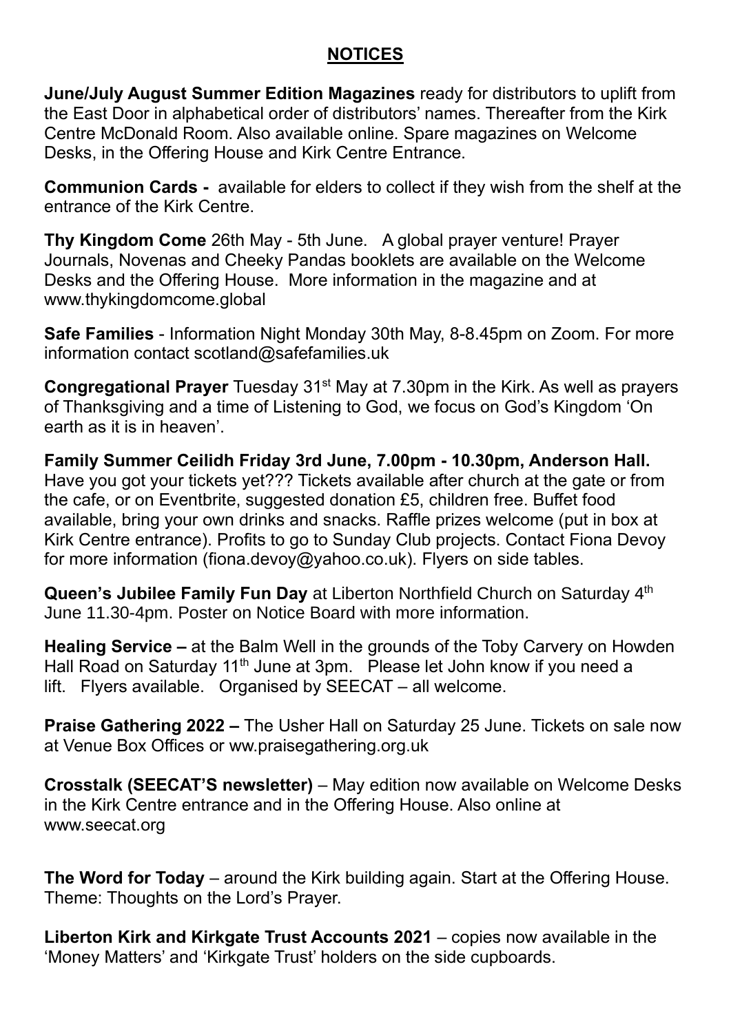## NOTICES

**June/July August Summer Edition Magazines** ready for distributors to uplift from the East Door in alphabetical order of distributors' names. Thereafter from the Kirk Centre McDonald Room. Also available online. Spare magazines on Welcome Desks, in the Offering House and Kirk Centre Entrance.

**Communion Cards -** available for elders to collect if they wish from the shelf at the entrance of the Kirk Centre.

**Thy Kingdom Come** 26th May - 5th June. A global prayer venture! Prayer Journals, Novenas and Cheeky Pandas booklets are available on the Welcome Desks and the Offering House. More information in the magazine and at www.thykingdomcome.global

**Safe Families** - Information Night Monday 30th May, 8-8.45pm on Zoom. For more information contact scotland@safefamilies.uk

**Congregational Prayer** Tuesday 31st May at 7.30pm in the Kirk. As well as prayers of Thanksgiving and a time of Listening to God, we focus on God's Kingdom 'On earth as it is in heaven'.

**Family Summer Ceilidh Friday 3rd June, 7.00pm - 10.30pm, Anderson Hall.** Have you got your tickets yet??? Tickets available after church at the gate or from the cafe, or on Eventbrite, suggested donation £5, children free. Buffet food available, bring your own drinks and snacks. Raffle prizes welcome (put in box at Kirk Centre entrance). Profits to go to Sunday Club projects. Contact Fiona Devoy for more information (fiona.devoy@yahoo.co.uk). Flyers on side tables.

**Queen's Jubilee Family Fun Day** at Liberton Northfield Church on Saturday 4th June 11.30-4pm. Poster on Notice Board with more information.

**Healing Service –** at the Balm Well in the grounds of the Toby Carvery on Howden Hall Road on Saturday 11th June at 3pm. Please let John know if you need a lift. Flyers available. Organised by SEECAT – all welcome.

**Praise Gathering 2022 –** The Usher Hall on Saturday 25 June. Tickets on sale now at Venue Box Offices or ww.praisegathering.org.uk

**Crosstalk (SEECAT'S newsletter)** – May edition now available on Welcome Desks in the Kirk Centre entrance and in the Offering House. Also online at www.seecat.org

**The Word for Today** – around the Kirk building again. Start at the Offering House. Theme: Thoughts on the Lord's Prayer.

**Liberton Kirk and Kirkgate Trust Accounts 2021** – copies now available in the 'Money Matters' and 'Kirkgate Trust' holders on the side cupboards.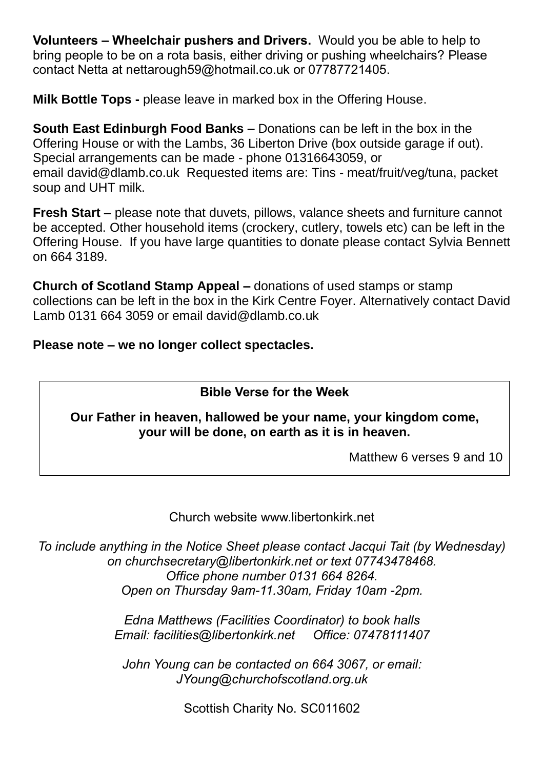**Volunteers – Wheelchair pushers and Drivers.** Would you be able to help to bring people to be on a rota basis, either driving or pushing wheelchairs? Please contact Netta at nettarough59@hotmail.co.uk or 07787721405.

**Milk Bottle Tops -** please leave in marked box in the Offering House.

**South East Edinburgh Food Banks –** Donations can be left in the box in the Offering House or with the Lambs, 36 Liberton Drive (box outside garage if out). Special arrangements can be made - phone 01316643059, or email david@dlamb.co.uk Requested items are: Tins - meat/fruit/veg/tuna, packet soup and UHT milk.

**Fresh Start –** please note that duvets, pillows, valance sheets and furniture cannot be accepted. Other household items (crockery, cutlery, towels etc) can be left in the Offering House. If you have large quantities to donate please contact Sylvia Bennett on 664 3189.

**Church of Scotland Stamp Appeal –** donations of used stamps or stamp collections can be left in the box in the Kirk Centre Foyer. Alternatively contact David Lamb 0131 664 3059 or email david@dlamb.co.uk

**Please note – we no longer collect spectacles.**

**Bible Verse for the Week**

**Our Father in heaven, hallowed be your name, your kingdom come, your will be done, on earth as it is in heaven.**

Matthew 6 verses 9 and 10

Church website www.libertonkirk.net

*To include anything in the Notice Sheet please contact Jacqui Tait (by Wednesday) on churchsecretary@libertonkirk.net or text 07743478468.*
*Office phone number 0131 664 8264.*
*Open on Thursday 9am-11.30am, Friday 10am -2pm.*

*Edna Matthews (Facilities Coordinator) to book halls*
*Email: facilities@libertonkirk.net Office: 07478111407*

*John Young can be contacted on 664 3067, or email: JYoung@churchofscotland.org.uk*

Scottish Charity No. SC011602